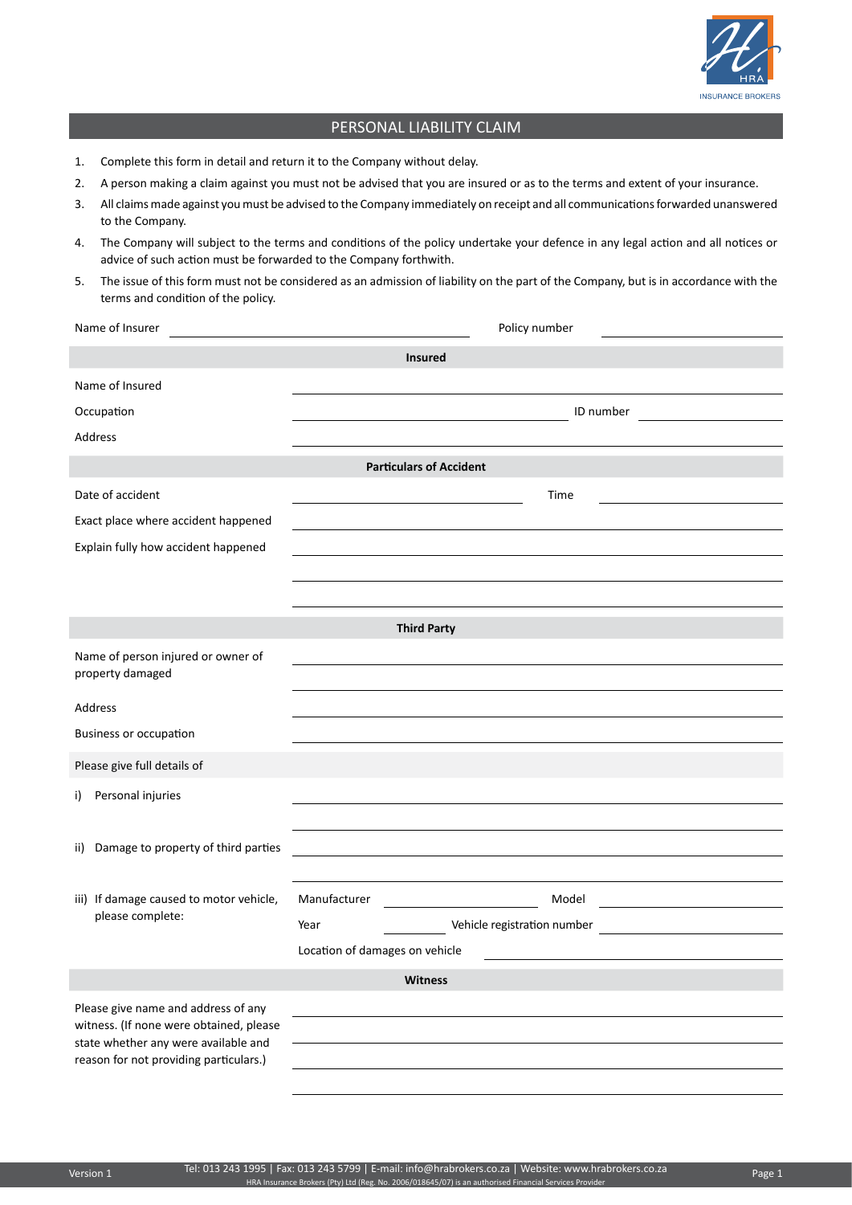# PERSONAL LIABILITY CLAIM

1. Complete this form in detail and return it to the Company without delay.
2. A person making a claim against you must not be advised that you are insured or as to the terms and extent of your insurance.
3. All claims made against you must be advised to the Company immediately on receipt and all communications forwarded unanswered to the Company.
4. The Company will subject to the terms and conditions of the policy undertake your defence in any legal action and all notices or advice of such action must be forwarded to the Company forthwith.
5. The issue of this form must not be considered as an admission of liability on the part of the Company, but is in accordance with the terms and condition of the policy.

Name of Insurer ______________________ Policy number ______________________

## Insured

Name of Insured ______________________

Occupation ______________________ ID number ______________________

Address ______________________

## Particulars of Accident

Date of accident ______________________ Time ______________________

Exact place where accident happened ______________________

Explain fully how accident happened ______________________

______________________

______________________

## Third Party

Name of person injured or owner of property damaged ______________________

______________________

Address ______________________

Business or occupation ______________________

Please give full details of

i) Personal injuries ______________________

______________________

ii) Damage to property of third parties ______________________

______________________

iii) If damage caused to motor vehicle, please complete:

Manufacturer ______________________ Model ______________________

Year ______________________ Vehicle registration number ______________________

Location of damages on vehicle ______________________

## Witness

Please give name and address of any witness. (If none were obtained, please state whether any were available and reason for not providing particulars.) ______________________

______________________

______________________

______________________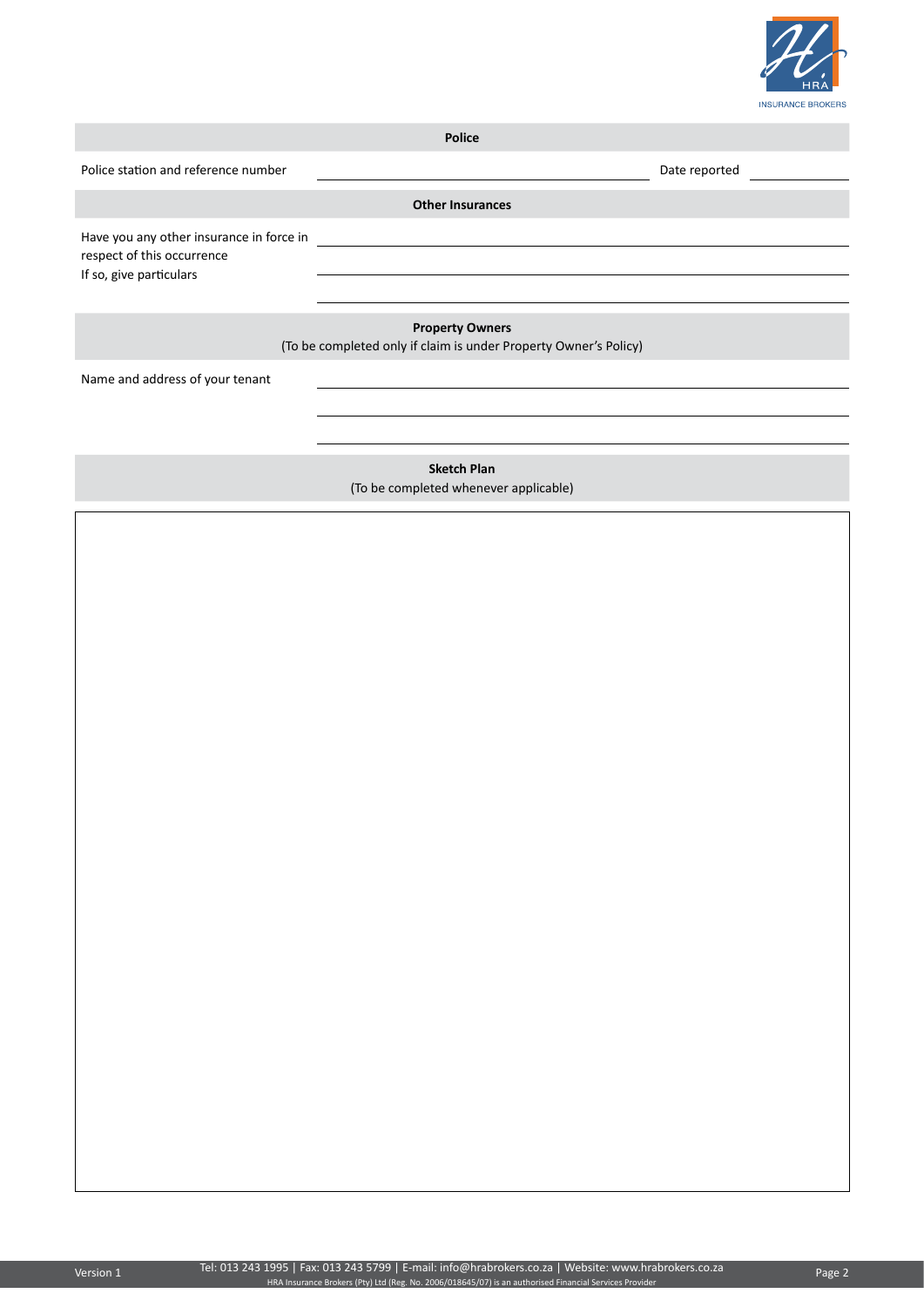## Police

Police station and reference number ______________________ Date reported ______________

## Other Insurances

Have you any other insurance in force in respect of this occurrence
If so, give particulars ______________________

## Property Owners

(To be completed only if claim is under Property Owner's Policy)

Name and address of your tenant ______________________

## Sketch Plan

(To be completed whenever applicable)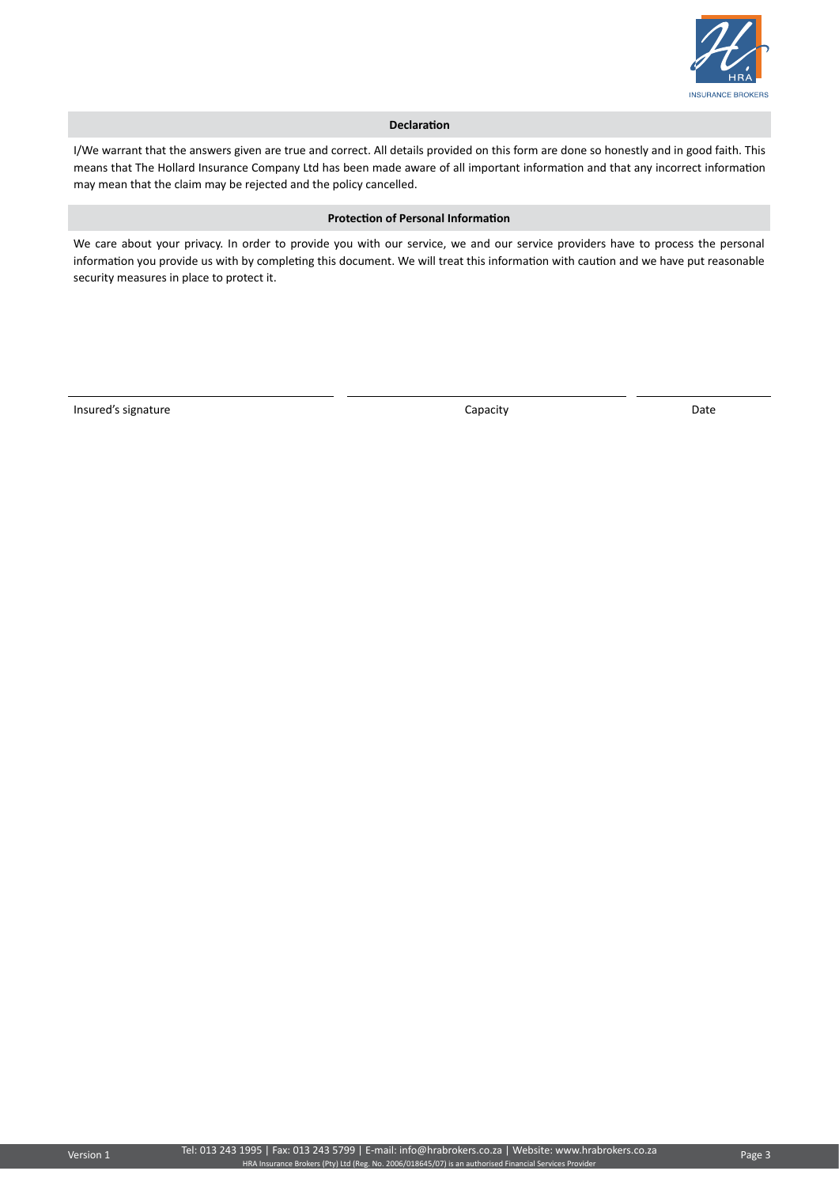## Declaration

I/We warrant that the answers given are true and correct. All details provided on this form are done so honestly and in good faith. This means that The Hollard Insurance Company Ltd has been made aware of all important information and that any incorrect information may mean that the claim may be rejected and the policy cancelled.

## Protection of Personal Information

We care about your privacy. In order to provide you with our service, we and our service providers have to process the personal information you provide us with by completing this document. We will treat this information with caution and we have put reasonable security measures in place to protect it.

| | | |
|---|---|---|
| Insured's signature | Capacity | Date |